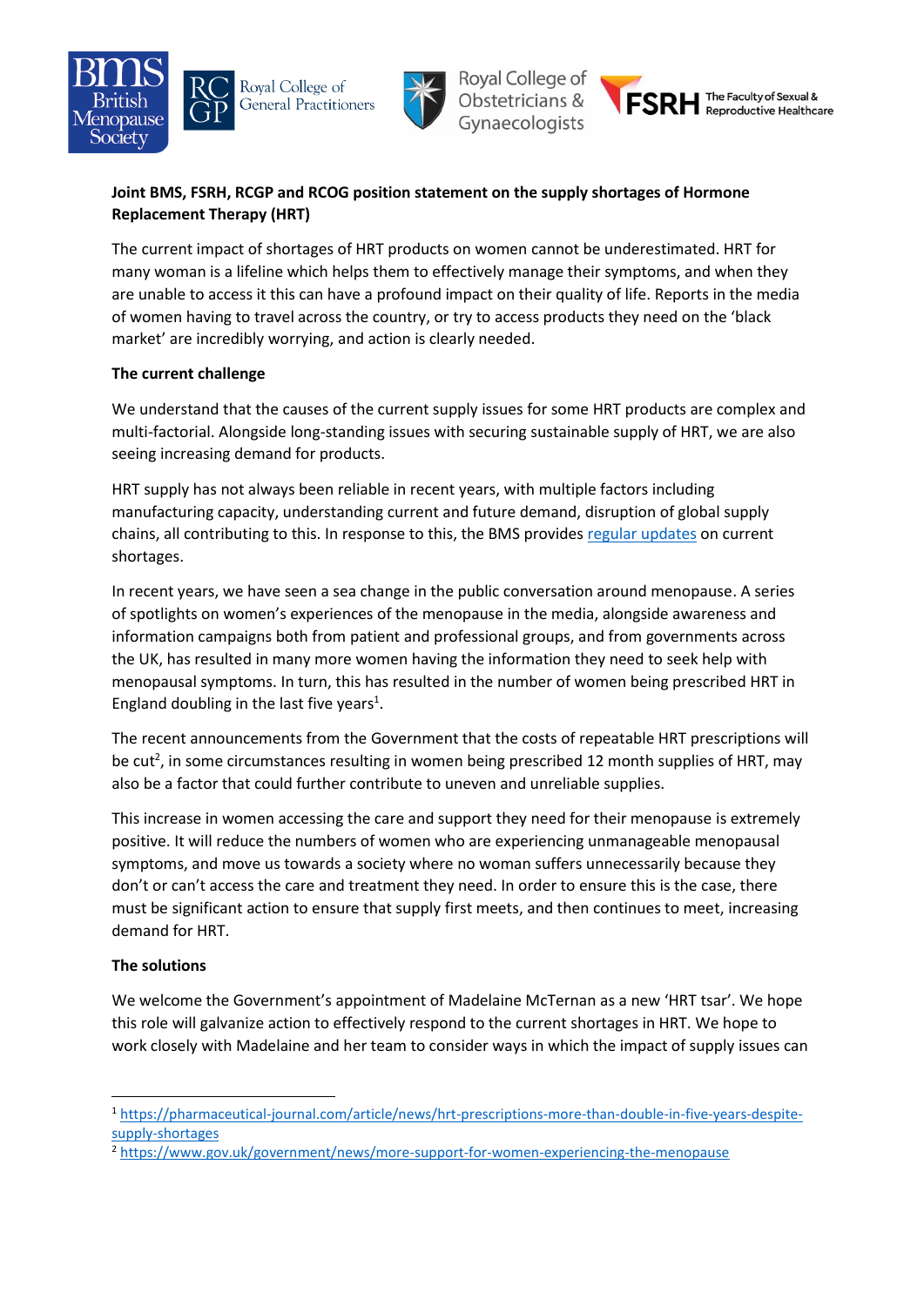**Joint BMS, FSRH, RCGP and RCOG position statement on the supply shortages of Hormone Replacement Therapy (HRT)**

The current impact of shortages of HRT products on women cannot be underestimated. HRT for many woman is a lifeline which helps them to effectively manage their symptoms, and when they are unable to access it this can have a profound impact on their quality of life. Reports in the media of women having to travel across the country, or try to access products they need on the 'black market' are incredibly worrying, and action is clearly needed.

**The current challenge**

We understand that the causes of the current supply issues for some HRT products are complex and multi-factorial. Alongside long-standing issues with securing sustainable supply of HRT, we are also seeing increasing demand for products.

HRT supply has not always been reliable in recent years, with multiple factors including manufacturing capacity, understanding current and future demand, disruption of global supply chains, all contributing to this. In response to this, the BMS provides regular updates on current shortages.

In recent years, we have seen a sea change in the public conversation around menopause. A series of spotlights on women's experiences of the menopause in the media, alongside awareness and information campaigns both from patient and professional groups, and from governments across the UK, has resulted in many more women having the information they need to seek help with menopausal symptoms. In turn, this has resulted in the number of women being prescribed HRT in England doubling in the last five years[1].

The recent announcements from the Government that the costs of repeatable HRT prescriptions will be cut[2], in some circumstances resulting in women being prescribed 12 month supplies of HRT, may also be a factor that could further contribute to uneven and unreliable supplies.

This increase in women accessing the care and support they need for their menopause is extremely positive. It will reduce the numbers of women who are experiencing unmanageable menopausal symptoms, and move us towards a society where no woman suffers unnecessarily because they don't or can't access the care and treatment they need. In order to ensure this is the case, there must be significant action to ensure that supply first meets, and then continues to meet, increasing demand for HRT.

**The solutions**

We welcome the Government's appointment of Madelaine McTernan as a new 'HRT tsar'. We hope this role will galvanize action to effectively respond to the current shortages in HRT. We hope to work closely with Madelaine and her team to consider ways in which the impact of supply issues can

---

[1] https://pharmaceutical-journal.com/article/news/hrt-prescriptions-more-than-double-in-five-years-despite-supply-shortages

[2] https://www.gov.uk/government/news/more-support-for-women-experiencing-the-menopause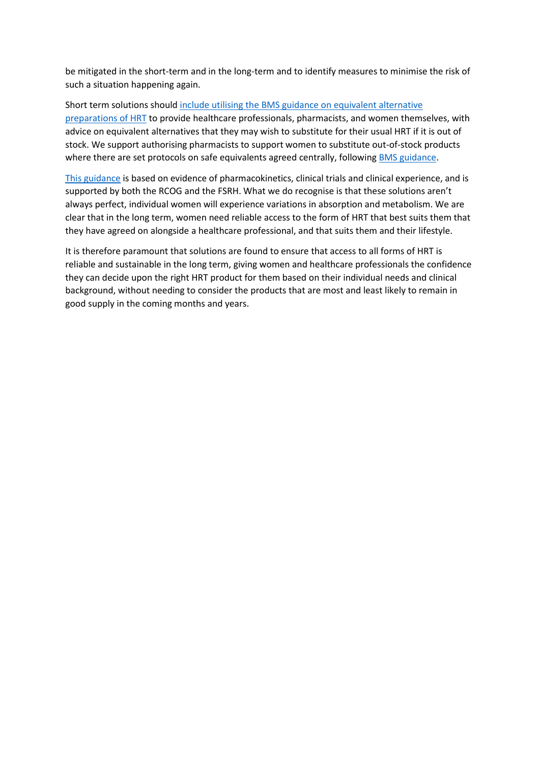be mitigated in the short-term and in the long-term and to identify measures to minimise the risk of such a situation happening again.

Short term solutions should include utilising the BMS guidance on equivalent alternative preparations of HRT to provide healthcare professionals, pharmacists, and women themselves, with advice on equivalent alternatives that they may wish to substitute for their usual HRT if it is out of stock. We support authorising pharmacists to support women to substitute out-of-stock products where there are set protocols on safe equivalents agreed centrally, following BMS guidance.

This guidance is based on evidence of pharmacokinetics, clinical trials and clinical experience, and is supported by both the RCOG and the FSRH. What we do recognise is that these solutions aren't always perfect, individual women will experience variations in absorption and metabolism. We are clear that in the long term, women need reliable access to the form of HRT that best suits them that they have agreed on alongside a healthcare professional, and that suits them and their lifestyle.

It is therefore paramount that solutions are found to ensure that access to all forms of HRT is reliable and sustainable in the long term, giving women and healthcare professionals the confidence they can decide upon the right HRT product for them based on their individual needs and clinical background, without needing to consider the products that are most and least likely to remain in good supply in the coming months and years.